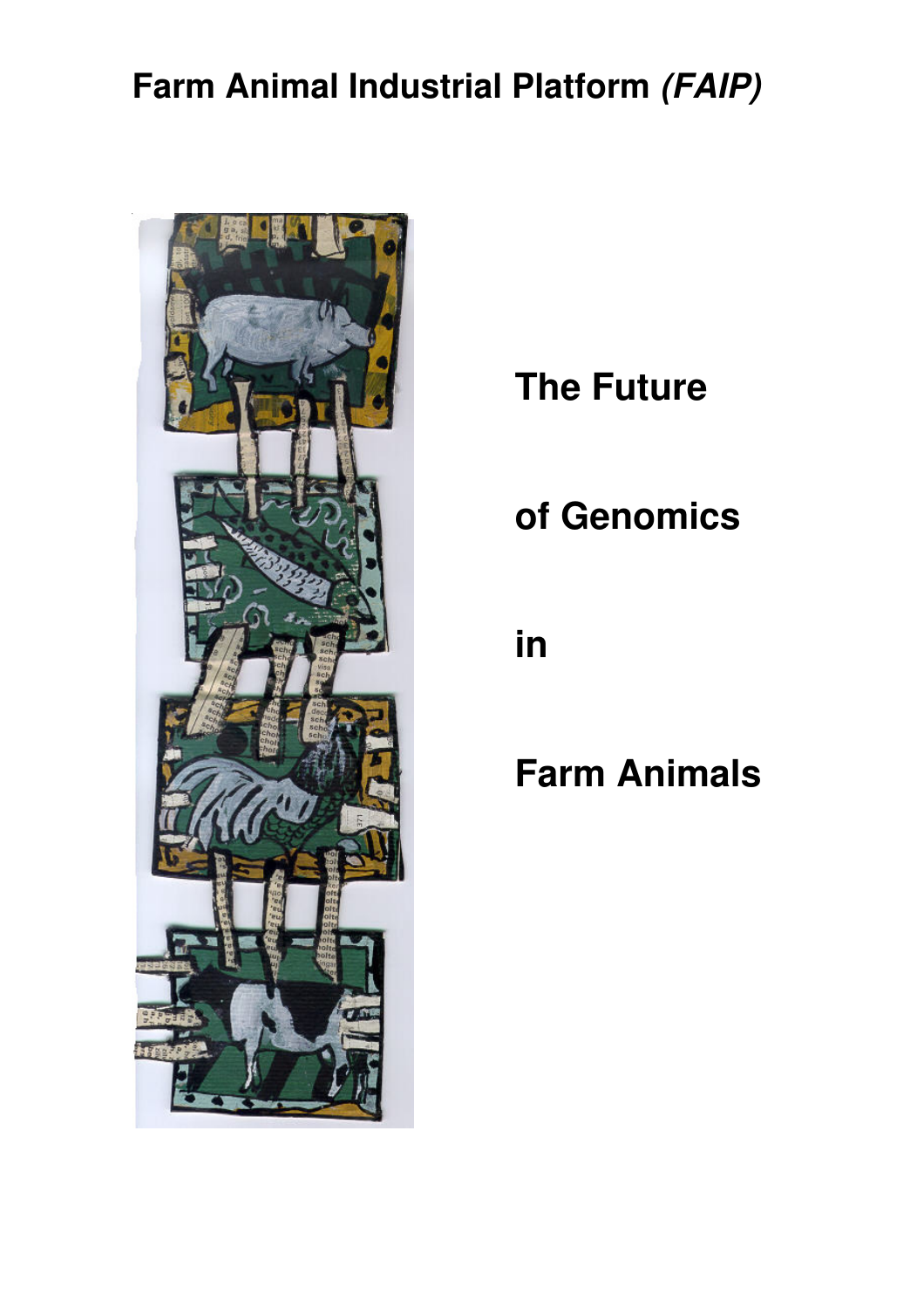**Farm Animal Industrial Platform *(FAIP)***

# The Future of Genomics in Farm Animals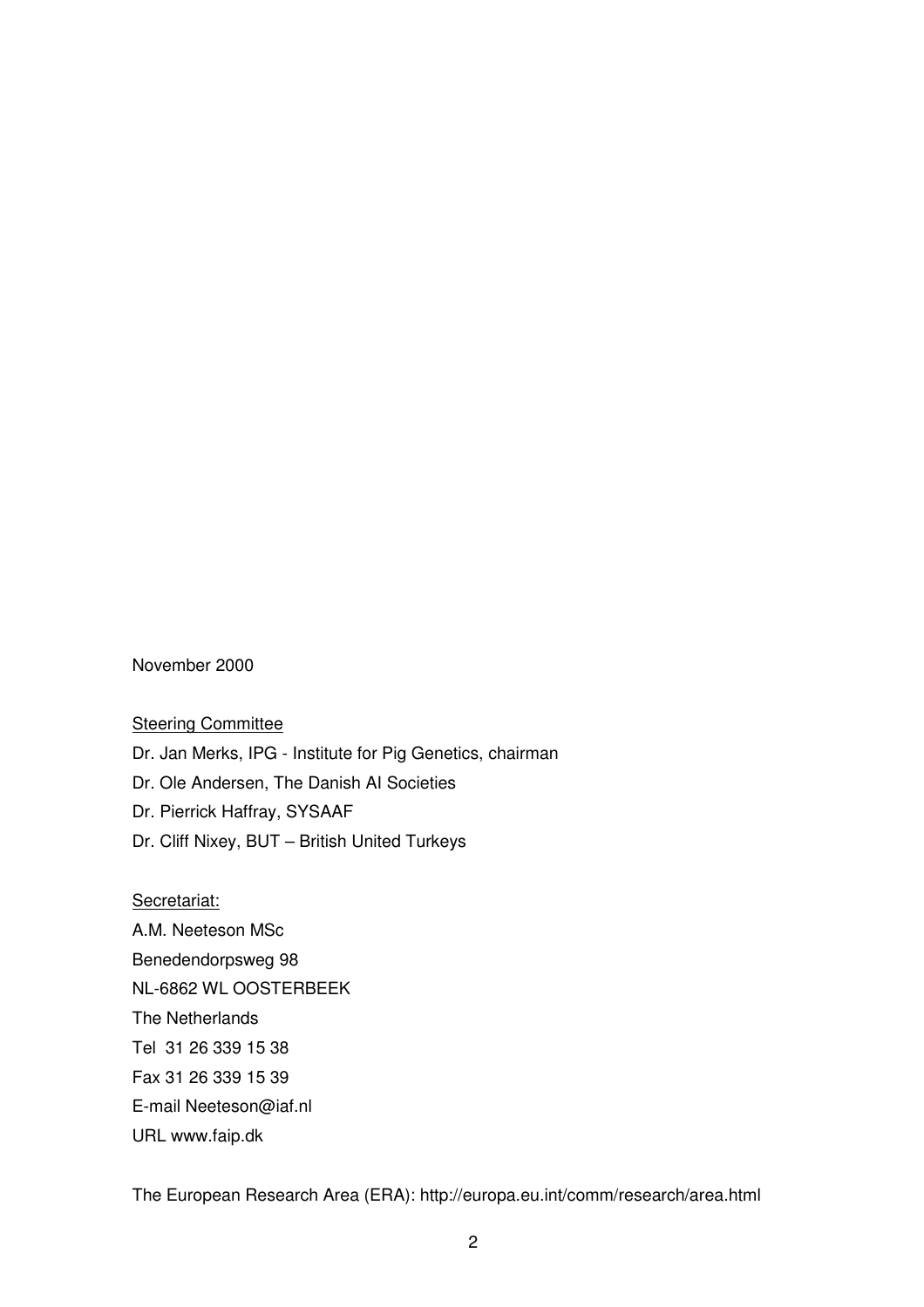November 2000

<u>Steering Committee</u>

Dr. Jan Merks, IPG - Institute for Pig Genetics, chairman

Dr. Ole Andersen, The Danish AI Societies

Dr. Pierrick Haffray, SYSAAF

Dr. Cliff Nixey, BUT – British United Turkeys

<u>Secretariat:</u>

A.M. Neeteson MSc

Benedendorpsweg 98

NL-6862 WL OOSTERBEEK

The Netherlands

Tel 31 26 339 15 38

Fax 31 26 339 15 39

E-mail Neeteson@iaf.nl

URL www.faip.dk

The European Research Area (ERA): http://europa.eu.int/comm/research/area.html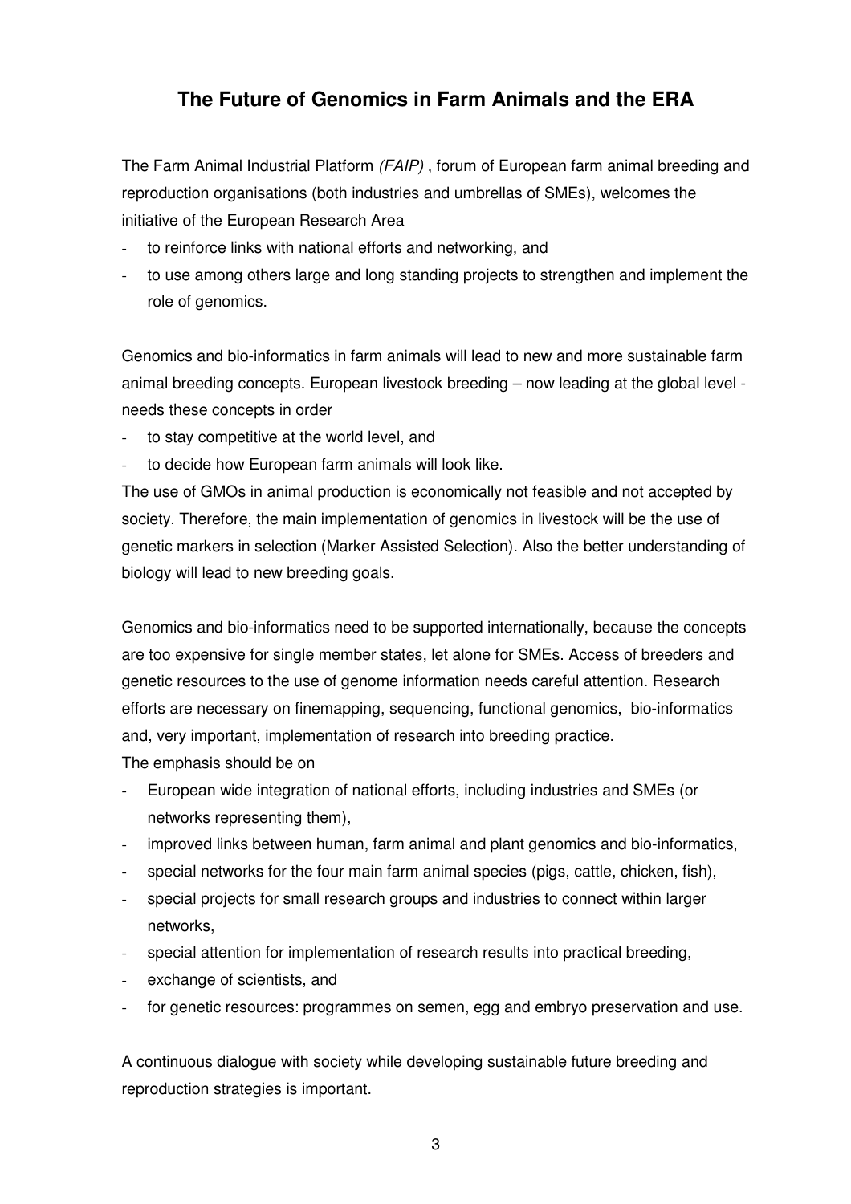# The Future of Genomics in Farm Animals and the ERA

The Farm Animal Industrial Platform *(FAIP)* , forum of European farm animal breeding and reproduction organisations (both industries and umbrellas of SMEs), welcomes the initiative of the European Research Area

- to reinforce links with national efforts and networking, and
- to use among others large and long standing projects to strengthen and implement the role of genomics.

Genomics and bio-informatics in farm animals will lead to new and more sustainable farm animal breeding concepts. European livestock breeding – now leading at the global level - needs these concepts in order

- to stay competitive at the world level, and
- to decide how European farm animals will look like.

The use of GMOs in animal production is economically not feasible and not accepted by society. Therefore, the main implementation of genomics in livestock will be the use of genetic markers in selection (Marker Assisted Selection). Also the better understanding of biology will lead to new breeding goals.

Genomics and bio-informatics need to be supported internationally, because the concepts are too expensive for single member states, let alone for SMEs. Access of breeders and genetic resources to the use of genome information needs careful attention. Research efforts are necessary on finemapping, sequencing, functional genomics, bio-informatics and, very important, implementation of research into breeding practice.

The emphasis should be on

- European wide integration of national efforts, including industries and SMEs (or networks representing them),
- improved links between human, farm animal and plant genomics and bio-informatics,
- special networks for the four main farm animal species (pigs, cattle, chicken, fish),
- special projects for small research groups and industries to connect within larger networks,
- special attention for implementation of research results into practical breeding,
- exchange of scientists, and
- for genetic resources: programmes on semen, egg and embryo preservation and use.

A continuous dialogue with society while developing sustainable future breeding and reproduction strategies is important.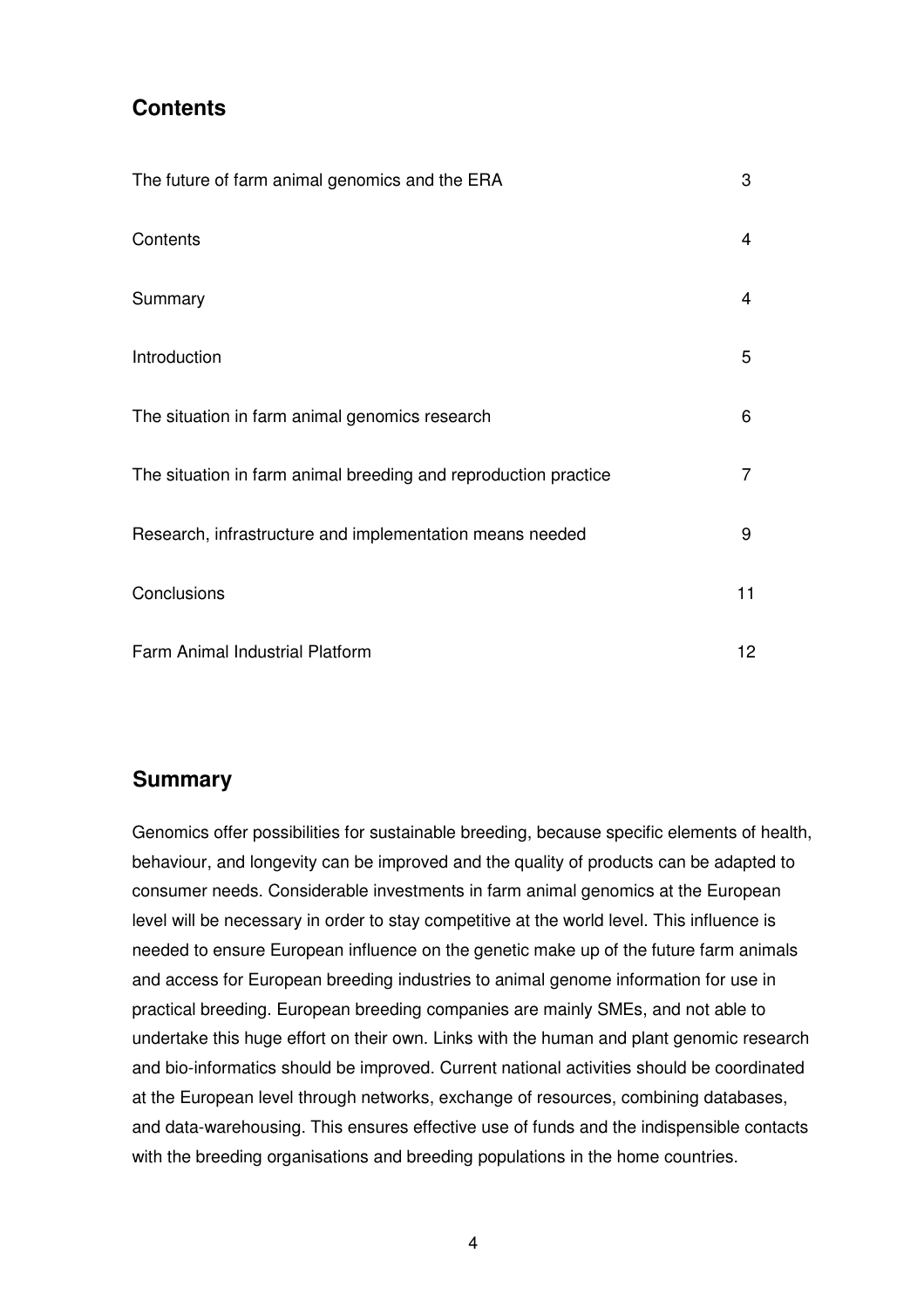## Contents

| | |
|---|---|
| The future of farm animal genomics and the ERA | 3 |
| Contents | 4 |
| Summary | 4 |
| Introduction | 5 |
| The situation in farm animal genomics research | 6 |
| The situation in farm animal breeding and reproduction practice | 7 |
| Research, infrastructure and implementation means needed | 9 |
| Conclusions | 11 |
| Farm Animal Industrial Platform | 12 |

## Summary

Genomics offer possibilities for sustainable breeding, because specific elements of health, behaviour, and longevity can be improved and the quality of products can be adapted to consumer needs. Considerable investments in farm animal genomics at the European level will be necessary in order to stay competitive at the world level. This influence is needed to ensure European influence on the genetic make up of the future farm animals and access for European breeding industries to animal genome information for use in practical breeding. European breeding companies are mainly SMEs, and not able to undertake this huge effort on their own. Links with the human and plant genomic research and bio-informatics should be improved. Current national activities should be coordinated at the European level through networks, exchange of resources, combining databases, and data-warehousing. This ensures effective use of funds and the indispensible contacts with the breeding organisations and breeding populations in the home countries.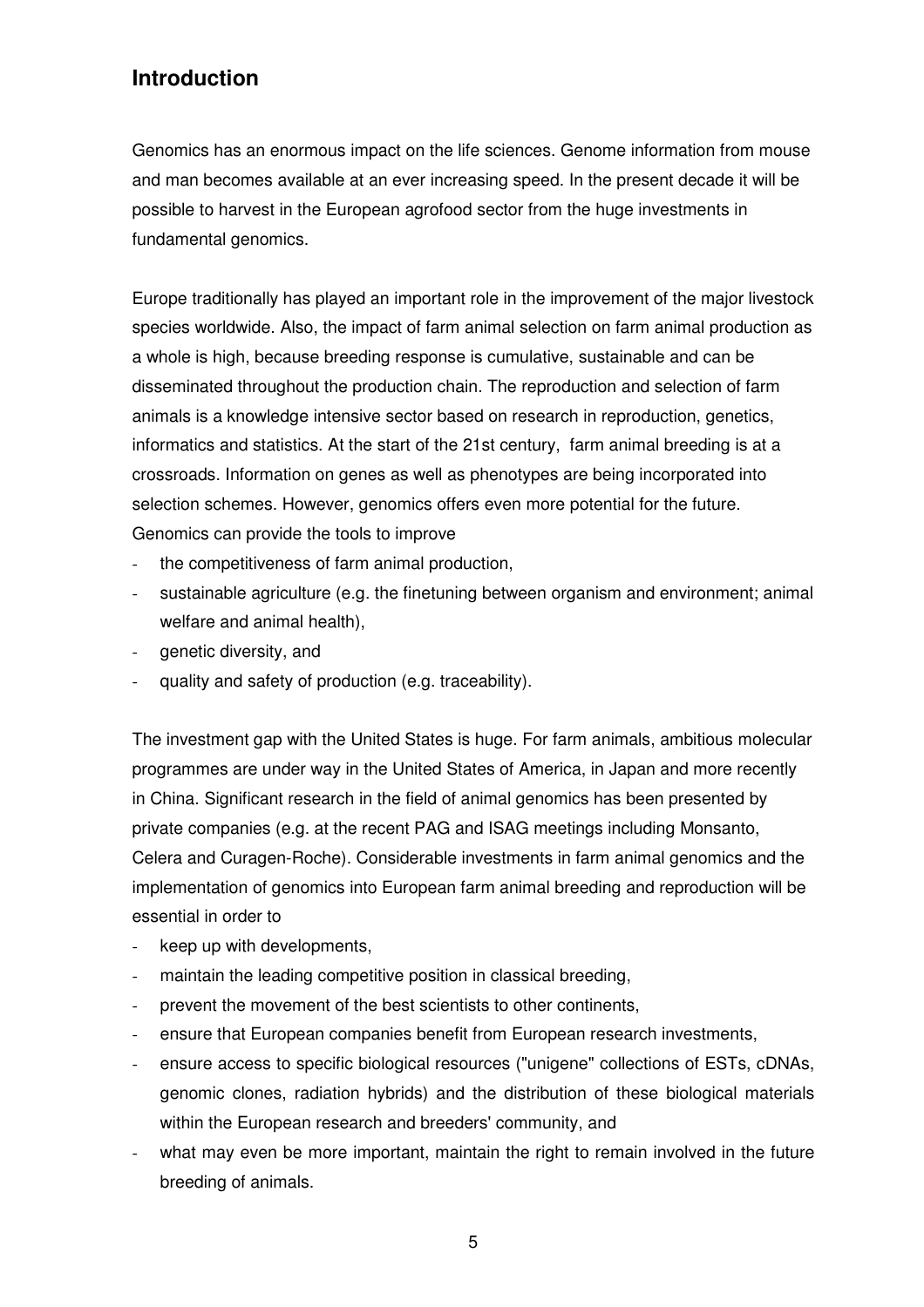## Introduction

Genomics has an enormous impact on the life sciences. Genome information from mouse and man becomes available at an ever increasing speed. In the present decade it will be possible to harvest in the European agrofood sector from the huge investments in fundamental genomics.

Europe traditionally has played an important role in the improvement of the major livestock species worldwide. Also, the impact of farm animal selection on farm animal production as a whole is high, because breeding response is cumulative, sustainable and can be disseminated throughout the production chain. The reproduction and selection of farm animals is a knowledge intensive sector based on research in reproduction, genetics, informatics and statistics. At the start of the 21st century, farm animal breeding is at a crossroads. Information on genes as well as phenotypes are being incorporated into selection schemes. However, genomics offers even more potential for the future. Genomics can provide the tools to improve

- the competitiveness of farm animal production,
- sustainable agriculture (e.g. the finetuning between organism and environment; animal welfare and animal health),
- genetic diversity, and
- quality and safety of production (e.g. traceability).

The investment gap with the United States is huge. For farm animals, ambitious molecular programmes are under way in the United States of America, in Japan and more recently in China. Significant research in the field of animal genomics has been presented by private companies (e.g. at the recent PAG and ISAG meetings including Monsanto, Celera and Curagen-Roche). Considerable investments in farm animal genomics and the implementation of genomics into European farm animal breeding and reproduction will be essential in order to

- keep up with developments,
- maintain the leading competitive position in classical breeding,
- prevent the movement of the best scientists to other continents,
- ensure that European companies benefit from European research investments,
- ensure access to specific biological resources ("unigene" collections of ESTs, cDNAs, genomic clones, radiation hybrids) and the distribution of these biological materials within the European research and breeders' community, and
- what may even be more important, maintain the right to remain involved in the future breeding of animals.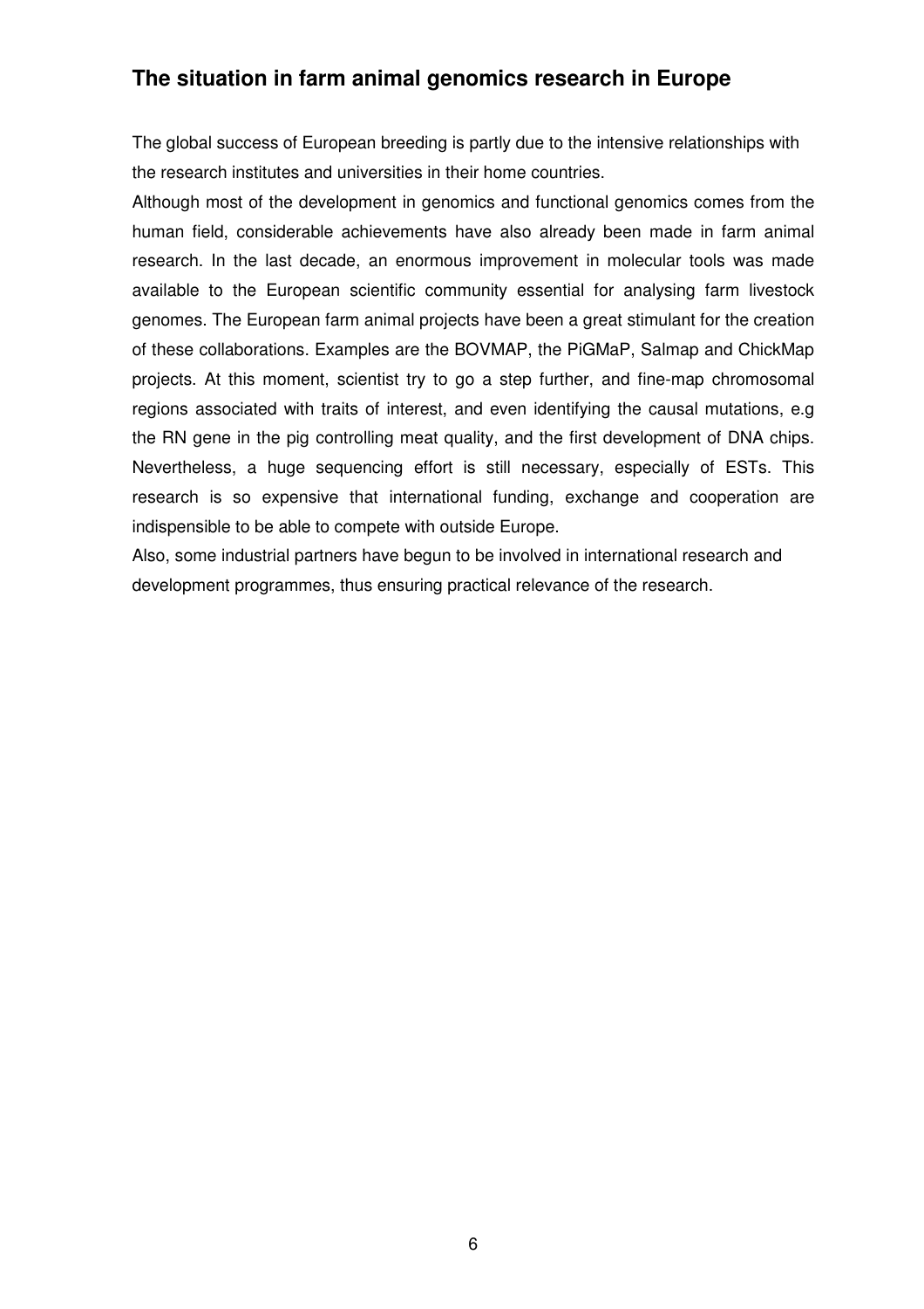## The situation in farm animal genomics research in Europe

The global success of European breeding is partly due to the intensive relationships with the research institutes and universities in their home countries.

Although most of the development in genomics and functional genomics comes from the human field, considerable achievements have also already been made in farm animal research. In the last decade, an enormous improvement in molecular tools was made available to the European scientific community essential for analysing farm livestock genomes. The European farm animal projects have been a great stimulant for the creation of these collaborations. Examples are the BOVMAP, the PiGMaP, Salmap and ChickMap projects. At this moment, scientist try to go a step further, and fine-map chromosomal regions associated with traits of interest, and even identifying the causal mutations, e.g the RN gene in the pig controlling meat quality, and the first development of DNA chips. Nevertheless, a huge sequencing effort is still necessary, especially of ESTs. This research is so expensive that international funding, exchange and cooperation are indispensible to be able to compete with outside Europe.

Also, some industrial partners have begun to be involved in international research and development programmes, thus ensuring practical relevance of the research.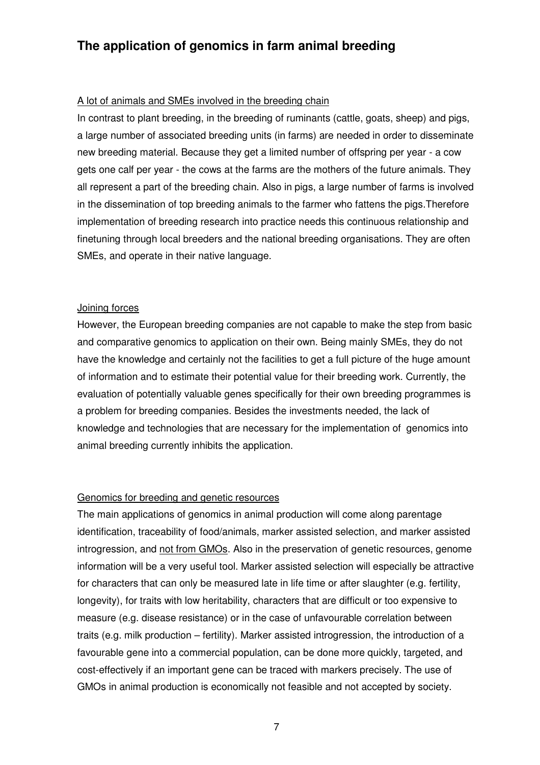# The application of genomics in farm animal breeding

<u>A lot of animals and SMEs involved in the breeding chain</u>

In contrast to plant breeding, in the breeding of ruminants (cattle, goats, sheep) and pigs, a large number of associated breeding units (in farms) are needed in order to disseminate new breeding material. Because they get a limited number of offspring per year - a cow gets one calf per year - the cows at the farms are the mothers of the future animals. They all represent a part of the breeding chain. Also in pigs, a large number of farms is involved in the dissemination of top breeding animals to the farmer who fattens the pigs.Therefore implementation of breeding research into practice needs this continuous relationship and finetuning through local breeders and the national breeding organisations. They are often SMEs, and operate in their native language.

<u>Joining forces</u>

However, the European breeding companies are not capable to make the step from basic and comparative genomics to application on their own. Being mainly SMEs, they do not have the knowledge and certainly not the facilities to get a full picture of the huge amount of information and to estimate their potential value for their breeding work. Currently, the evaluation of potentially valuable genes specifically for their own breeding programmes is a problem for breeding companies. Besides the investments needed, the lack of knowledge and technologies that are necessary for the implementation of genomics into animal breeding currently inhibits the application.

<u>Genomics for breeding and genetic resources</u>

The main applications of genomics in animal production will come along parentage identification, traceability of food/animals, marker assisted selection, and marker assisted introgression, and <u>not from GMOs</u>. Also in the preservation of genetic resources, genome information will be a very useful tool. Marker assisted selection will especially be attractive for characters that can only be measured late in life time or after slaughter (e.g. fertility, longevity), for traits with low heritability, characters that are difficult or too expensive to measure (e.g. disease resistance) or in the case of unfavourable correlation between traits (e.g. milk production – fertility). Marker assisted introgression, the introduction of a favourable gene into a commercial population, can be done more quickly, targeted, and cost-effectively if an important gene can be traced with markers precisely. The use of GMOs in animal production is economically not feasible and not accepted by society.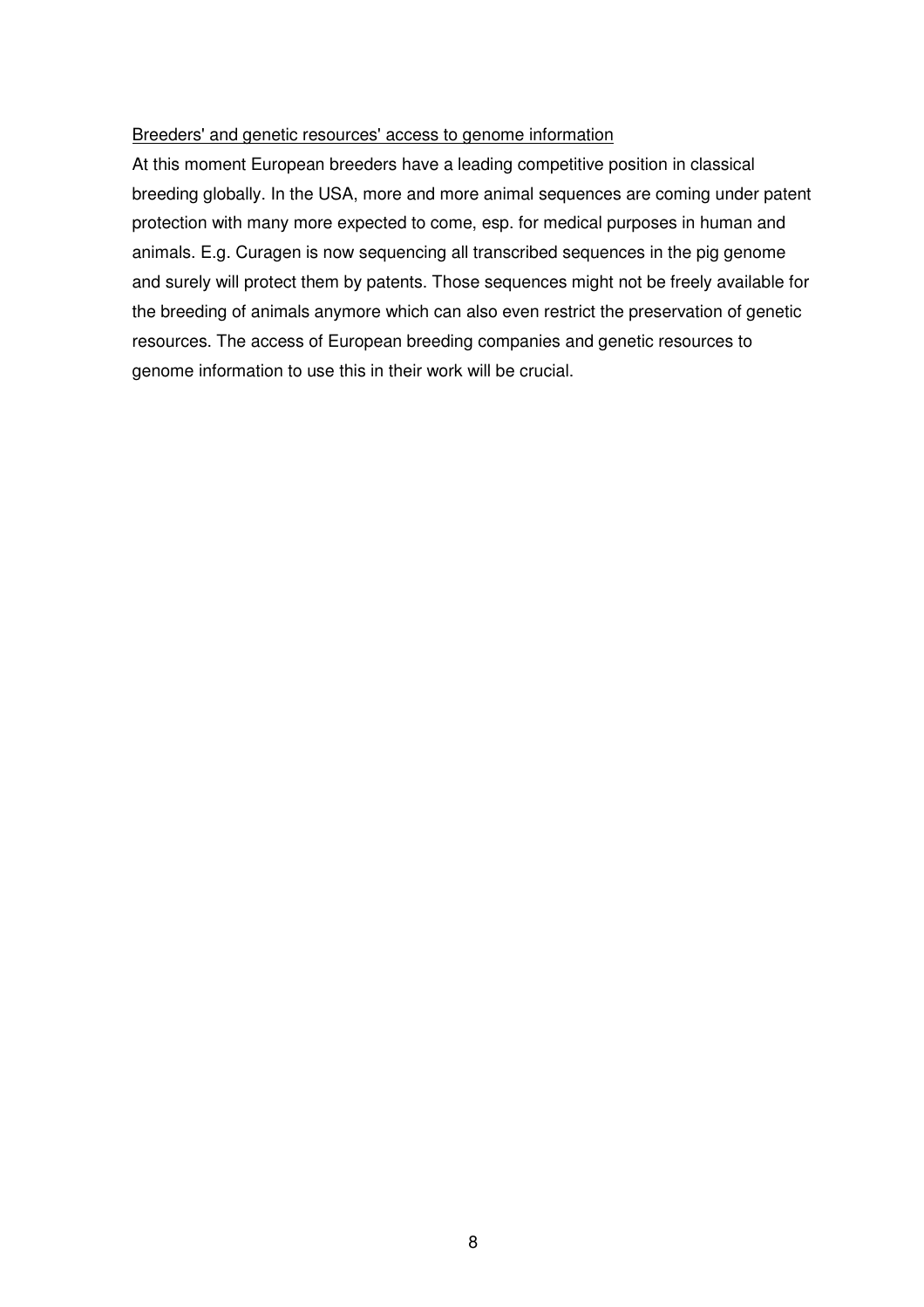Breeders' and genetic resources' access to genome information

At this moment European breeders have a leading competitive position in classical breeding globally. In the USA, more and more animal sequences are coming under patent protection with many more expected to come, esp. for medical purposes in human and animals. E.g. Curagen is now sequencing all transcribed sequences in the pig genome and surely will protect them by patents. Those sequences might not be freely available for the breeding of animals anymore which can also even restrict the preservation of genetic resources. The access of European breeding companies and genetic resources to genome information to use this in their work will be crucial.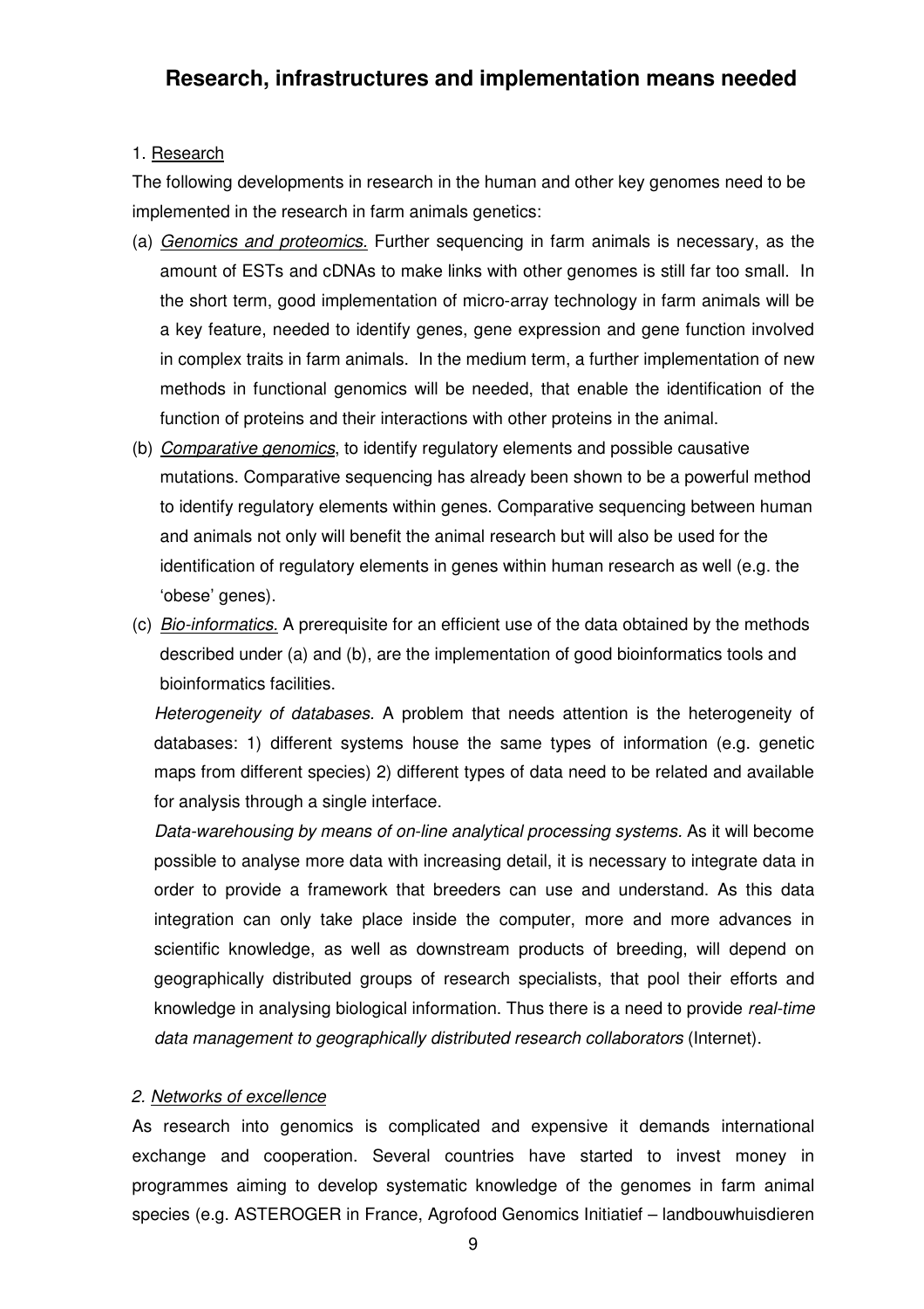## Research, infrastructures and implementation means needed

1. <u>Research</u>

The following developments in research in the human and other key genomes need to be implemented in the research in farm animals genetics:

(a) *<u>Genomics and proteomics.</u>* Further sequencing in farm animals is necessary, as the amount of ESTs and cDNAs to make links with other genomes is still far too small. In the short term, good implementation of micro-array technology in farm animals will be a key feature, needed to identify genes, gene expression and gene function involved in complex traits in farm animals. In the medium term, a further implementation of new methods in functional genomics will be needed, that enable the identification of the function of proteins and their interactions with other proteins in the animal.

(b) *<u>Comparative genomics</u>*, to identify regulatory elements and possible causative mutations. Comparative sequencing has already been shown to be a powerful method to identify regulatory elements within genes. Comparative sequencing between human and animals not only will benefit the animal research but will also be used for the identification of regulatory elements in genes within human research as well (e.g. the 'obese' genes).

(c) *<u>Bio-informatics.</u>* A prerequisite for an efficient use of the data obtained by the methods described under (a) and (b), are the implementation of good bioinformatics tools and bioinformatics facilities.

*Heterogeneity of databases.* A problem that needs attention is the heterogeneity of databases: 1) different systems house the same types of information (e.g. genetic maps from different species) 2) different types of data need to be related and available for analysis through a single interface.

*Data-warehousing by means of on-line analytical processing systems.* As it will become possible to analyse more data with increasing detail, it is necessary to integrate data in order to provide a framework that breeders can use and understand. As this data integration can only take place inside the computer, more and more advances in scientific knowledge, as well as downstream products of breeding, will depend on geographically distributed groups of research specialists, that pool their efforts and knowledge in analysing biological information. Thus there is a need to provide *real-time data management to geographically distributed research collaborators* (Internet).

*2. <u>Networks of excellence</u>*

As research into genomics is complicated and expensive it demands international exchange and cooperation. Several countries have started to invest money in programmes aiming to develop systematic knowledge of the genomes in farm animal species (e.g. ASTEROGER in France, Agrofood Genomics Initiatief – landbouwhuisdieren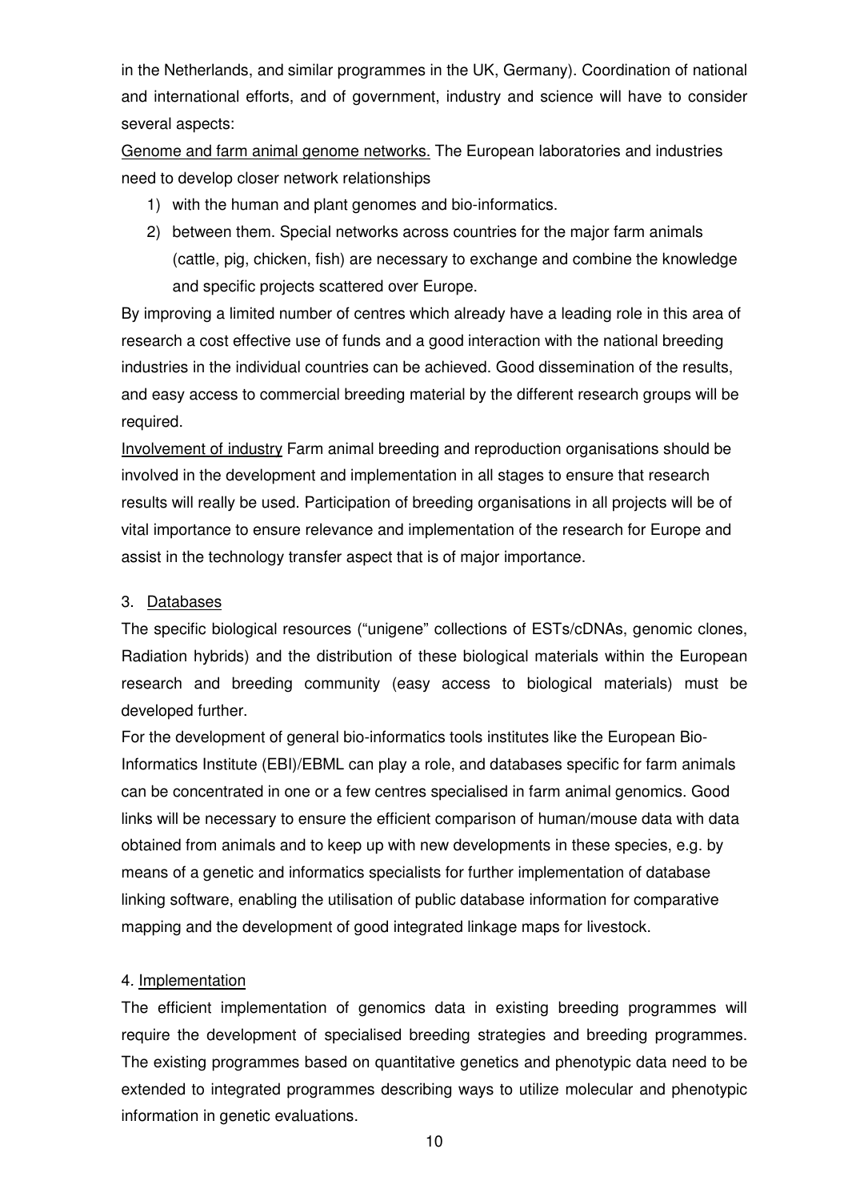in the Netherlands, and similar programmes in the UK, Germany). Coordination of national and international efforts, and of government, industry and science will have to consider several aspects:

Genome and farm animal genome networks. The European laboratories and industries need to develop closer network relationships

1) with the human and plant genomes and bio-informatics.
2) between them. Special networks across countries for the major farm animals (cattle, pig, chicken, fish) are necessary to exchange and combine the knowledge and specific projects scattered over Europe.

By improving a limited number of centres which already have a leading role in this area of research a cost effective use of funds and a good interaction with the national breeding industries in the individual countries can be achieved. Good dissemination of the results, and easy access to commercial breeding material by the different research groups will be required.

Involvement of industry Farm animal breeding and reproduction organisations should be involved in the development and implementation in all stages to ensure that research results will really be used. Participation of breeding organisations in all projects will be of vital importance to ensure relevance and implementation of the research for Europe and assist in the technology transfer aspect that is of major importance.

3. Databases

The specific biological resources ("unigene" collections of ESTs/cDNAs, genomic clones, Radiation hybrids) and the distribution of these biological materials within the European research and breeding community (easy access to biological materials) must be developed further.

For the development of general bio-informatics tools institutes like the European Bio-Informatics Institute (EBI)/EBML can play a role, and databases specific for farm animals can be concentrated in one or a few centres specialised in farm animal genomics. Good links will be necessary to ensure the efficient comparison of human/mouse data with data obtained from animals and to keep up with new developments in these species, e.g. by means of a genetic and informatics specialists for further implementation of database linking software, enabling the utilisation of public database information for comparative mapping and the development of good integrated linkage maps for livestock.

4. Implementation

The efficient implementation of genomics data in existing breeding programmes will require the development of specialised breeding strategies and breeding programmes. The existing programmes based on quantitative genetics and phenotypic data need to be extended to integrated programmes describing ways to utilize molecular and phenotypic information in genetic evaluations.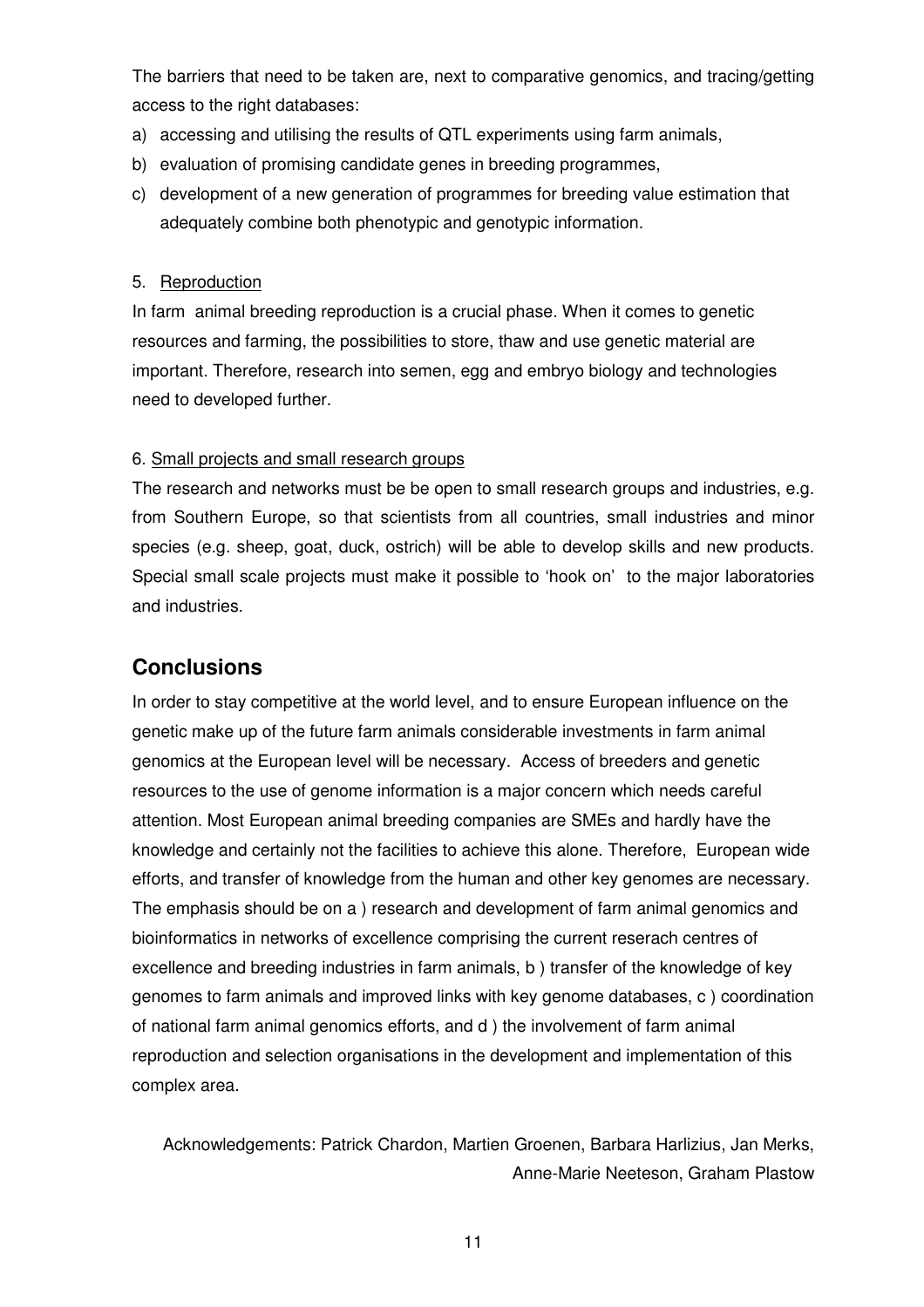The barriers that need to be taken are, next to comparative genomics, and tracing/getting access to the right databases:

a) accessing and utilising the results of QTL experiments using farm animals,
b) evaluation of promising candidate genes in breeding programmes,
c) development of a new generation of programmes for breeding value estimation that adequately combine both phenotypic and genotypic information.

5. Reproduction

In farm animal breeding reproduction is a crucial phase. When it comes to genetic resources and farming, the possibilities to store, thaw and use genetic material are important. Therefore, research into semen, egg and embryo biology and technologies need to developed further.

6. Small projects and small research groups

The research and networks must be be open to small research groups and industries, e.g. from Southern Europe, so that scientists from all countries, small industries and minor species (e.g. sheep, goat, duck, ostrich) will be able to develop skills and new products. Special small scale projects must make it possible to 'hook on' to the major laboratories and industries.

## Conclusions

In order to stay competitive at the world level, and to ensure European influence on the genetic make up of the future farm animals considerable investments in farm animal genomics at the European level will be necessary. Access of breeders and genetic resources to the use of genome information is a major concern which needs careful attention. Most European animal breeding companies are SMEs and hardly have the knowledge and certainly not the facilities to achieve this alone. Therefore, European wide efforts, and transfer of knowledge from the human and other key genomes are necessary. The emphasis should be on a ) research and development of farm animal genomics and bioinformatics in networks of excellence comprising the current reserach centres of excellence and breeding industries in farm animals, b ) transfer of the knowledge of key genomes to farm animals and improved links with key genome databases, c ) coordination of national farm animal genomics efforts, and d ) the involvement of farm animal reproduction and selection organisations in the development and implementation of this complex area.

Acknowledgements: Patrick Chardon, Martien Groenen, Barbara Harlizius, Jan Merks, Anne-Marie Neeteson, Graham Plastow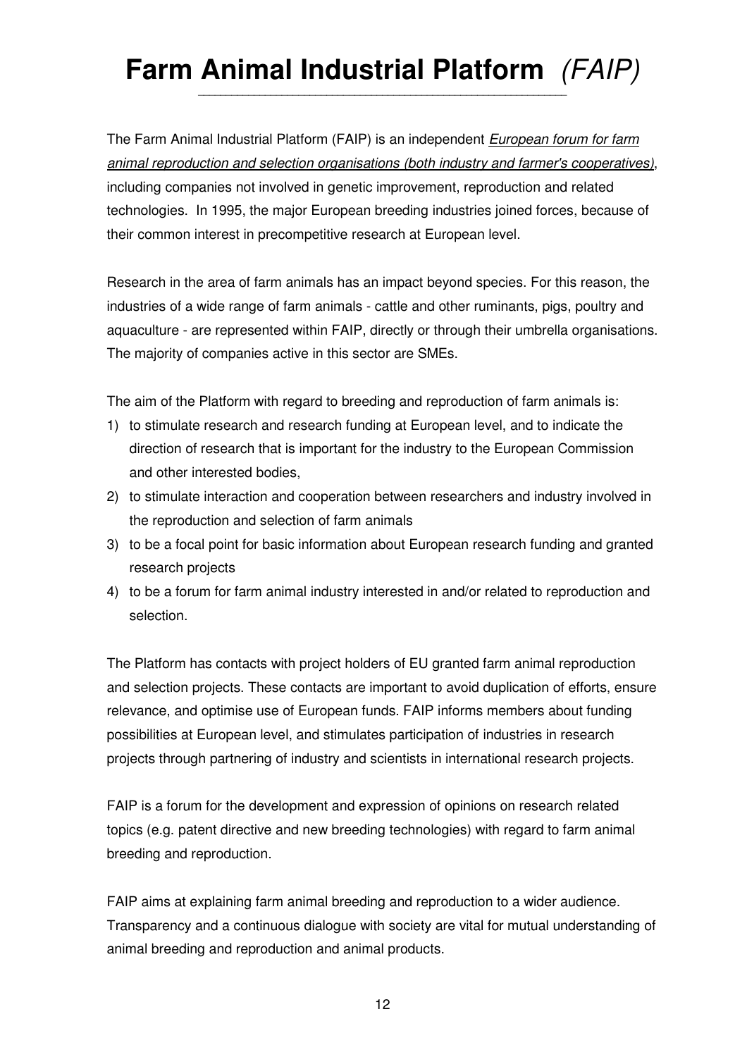# **Farm Animal Industrial Platform** *(FAIP)*

The Farm Animal Industrial Platform (FAIP) is an independent *European forum for farm animal reproduction and selection organisations (both industry and farmer's cooperatives)*, including companies not involved in genetic improvement, reproduction and related technologies. In 1995, the major European breeding industries joined forces, because of their common interest in precompetitive research at European level.

Research in the area of farm animals has an impact beyond species. For this reason, the industries of a wide range of farm animals - cattle and other ruminants, pigs, poultry and aquaculture - are represented within FAIP, directly or through their umbrella organisations. The majority of companies active in this sector are SMEs.

The aim of the Platform with regard to breeding and reproduction of farm animals is:

1) to stimulate research and research funding at European level, and to indicate the direction of research that is important for the industry to the European Commission and other interested bodies,
2) to stimulate interaction and cooperation between researchers and industry involved in the reproduction and selection of farm animals
3) to be a focal point for basic information about European research funding and granted research projects
4) to be a forum for farm animal industry interested in and/or related to reproduction and selection.

The Platform has contacts with project holders of EU granted farm animal reproduction and selection projects. These contacts are important to avoid duplication of efforts, ensure relevance, and optimise use of European funds. FAIP informs members about funding possibilities at European level, and stimulates participation of industries in research projects through partnering of industry and scientists in international research projects.

FAIP is a forum for the development and expression of opinions on research related topics (e.g. patent directive and new breeding technologies) with regard to farm animal breeding and reproduction.

FAIP aims at explaining farm animal breeding and reproduction to a wider audience. Transparency and a continuous dialogue with society are vital for mutual understanding of animal breeding and reproduction and animal products.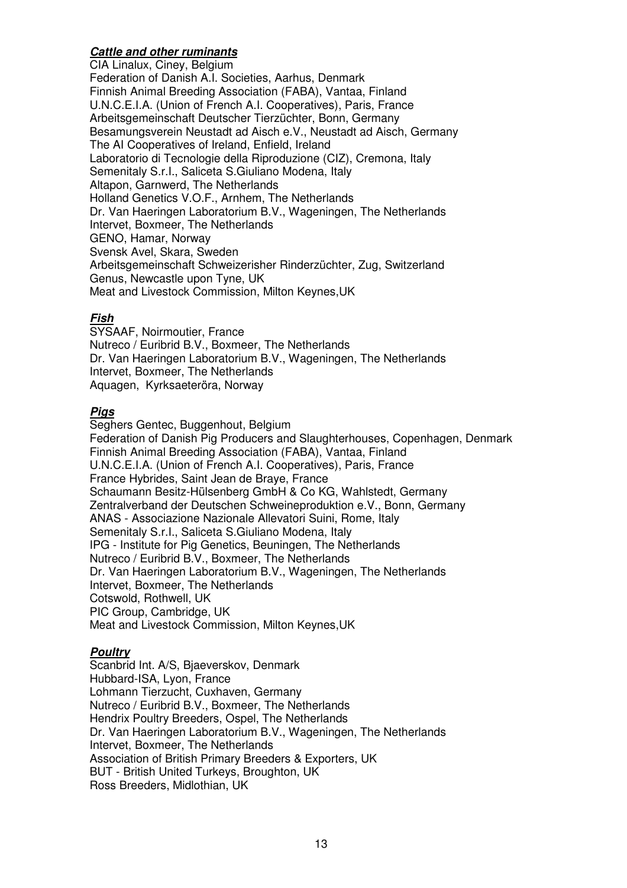***Cattle and other ruminants***

CIA Linalux, Ciney, Belgium
Federation of Danish A.I. Societies, Aarhus, Denmark
Finnish Animal Breeding Association (FABA), Vantaa, Finland
U.N.C.E.I.A. (Union of French A.I. Cooperatives), Paris, France
Arbeitsgemeinschaft Deutscher Tierzüchter, Bonn, Germany
Besamungsverein Neustadt ad Aisch e.V., Neustadt ad Aisch, Germany
The AI Cooperatives of Ireland, Enfield, Ireland
Laboratorio di Tecnologie della Riproduzione (CIZ), Cremona, Italy
Semenitaly S.r.l., Saliceta S.Giuliano Modena, Italy
Altapon, Garnwerd, The Netherlands
Holland Genetics V.O.F., Arnhem, The Netherlands
Dr. Van Haeringen Laboratorium B.V., Wageningen, The Netherlands
Intervet, Boxmeer, The Netherlands
GENO, Hamar, Norway
Svensk Avel, Skara, Sweden
Arbeitsgemeinschaft Schweizerisher Rinderzüchter, Zug, Switzerland
Genus, Newcastle upon Tyne, UK
Meat and Livestock Commission, Milton Keynes,UK

***Fish***

SYSAAF, Noirmoutier, France
Nutreco / Euribrid B.V., Boxmeer, The Netherlands
Dr. Van Haeringen Laboratorium B.V., Wageningen, The Netherlands
Intervet, Boxmeer, The Netherlands
Aquagen, Kyrksaeteröra, Norway

***Pigs***

Seghers Gentec, Buggenhout, Belgium
Federation of Danish Pig Producers and Slaughterhouses, Copenhagen, Denmark
Finnish Animal Breeding Association (FABA), Vantaa, Finland
U.N.C.E.I.A. (Union of French A.I. Cooperatives), Paris, France
France Hybrides, Saint Jean de Braye, France
Schaumann Besitz-Hülsenberg GmbH & Co KG, Wahlstedt, Germany
Zentralverband der Deutschen Schweineproduktion e.V., Bonn, Germany
ANAS - Associazione Nazionale Allevatori Suini, Rome, Italy
Semenitaly S.r.l., Saliceta S.Giuliano Modena, Italy
IPG - Institute for Pig Genetics, Beuningen, The Netherlands
Nutreco / Euribrid B.V., Boxmeer, The Netherlands
Dr. Van Haeringen Laboratorium B.V., Wageningen, The Netherlands
Intervet, Boxmeer, The Netherlands
Cotswold, Rothwell, UK
PIC Group, Cambridge, UK
Meat and Livestock Commission, Milton Keynes,UK

***Poultry***

Scanbrid Int. A/S, Bjaeverskov, Denmark
Hubbard-ISA, Lyon, France
Lohmann Tierzucht, Cuxhaven, Germany
Nutreco / Euribrid B.V., Boxmeer, The Netherlands
Hendrix Poultry Breeders, Ospel, The Netherlands
Dr. Van Haeringen Laboratorium B.V., Wageningen, The Netherlands
Intervet, Boxmeer, The Netherlands
Association of British Primary Breeders & Exporters, UK
BUT - British United Turkeys, Broughton, UK
Ross Breeders, Midlothian, UK